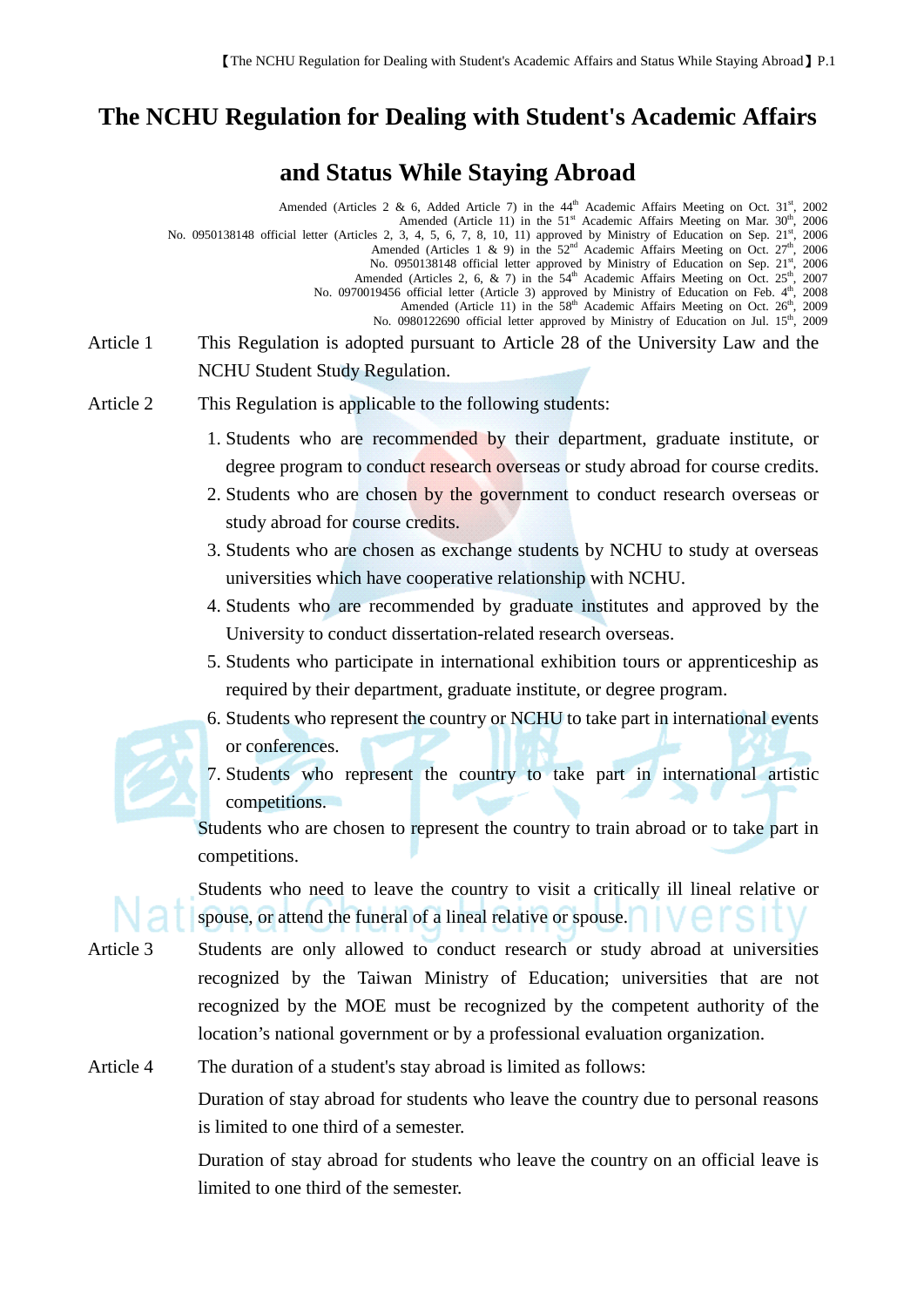# The NCHU Regulation for Dealing with Student's Academic Affairs and Status While Staying Abroad

Amended (Articles 2 & 6, Added Article 7) in the 44th Academic Affairs Meeting on Oct. 31st, 2002
Amended (Article 11) in the 51st Academic Affairs Meeting on Mar. 30th, 2006
No. 0950138148 official letter (Articles 2, 3, 4, 5, 6, 7, 8, 10, 11) approved by Ministry of Education on Sep. 21st, 2006
Amended (Articles 1 & 9) in the 52nd Academic Affairs Meeting on Oct. 27th, 2006
No. 0950138148 official letter approved by Ministry of Education on Sep. 21st, 2006
Amended (Articles 2, 6, & 7) in the 54th Academic Affairs Meeting on Oct. 25th, 2007
No. 0970019456 official letter (Article 3) approved by Ministry of Education on Feb. 4th, 2008
Amended (Article 11) in the 58th Academic Affairs Meeting on Oct. 26th, 2009
No. 0980122690 official letter approved by Ministry of Education on Jul. 15th, 2009

**Article 1** This Regulation is adopted pursuant to Article 28 of the University Law and the NCHU Student Study Regulation.

**Article 2** This Regulation is applicable to the following students:

1. Students who are recommended by their department, graduate institute, or degree program to conduct research overseas or study abroad for course credits.
2. Students who are chosen by the government to conduct research overseas or study abroad for course credits.
3. Students who are chosen as exchange students by NCHU to study at overseas universities which have cooperative relationship with NCHU.
4. Students who are recommended by graduate institutes and approved by the University to conduct dissertation-related research overseas.
5. Students who participate in international exhibition tours or apprenticeship as required by their department, graduate institute, or degree program.
6. Students who represent the country or NCHU to take part in international events or conferences.
7. Students who represent the country to take part in international artistic competitions.

Students who are chosen to represent the country to train abroad or to take part in competitions.

Students who need to leave the country to visit a critically ill lineal relative or spouse, or attend the funeral of a lineal relative or spouse.

**Article 3** Students are only allowed to conduct research or study abroad at universities recognized by the Taiwan Ministry of Education; universities that are not recognized by the MOE must be recognized by the competent authority of the location's national government or by a professional evaluation organization.

**Article 4** The duration of a student's stay abroad is limited as follows:

Duration of stay abroad for students who leave the country due to personal reasons is limited to one third of a semester.

Duration of stay abroad for students who leave the country on an official leave is limited to one third of the semester.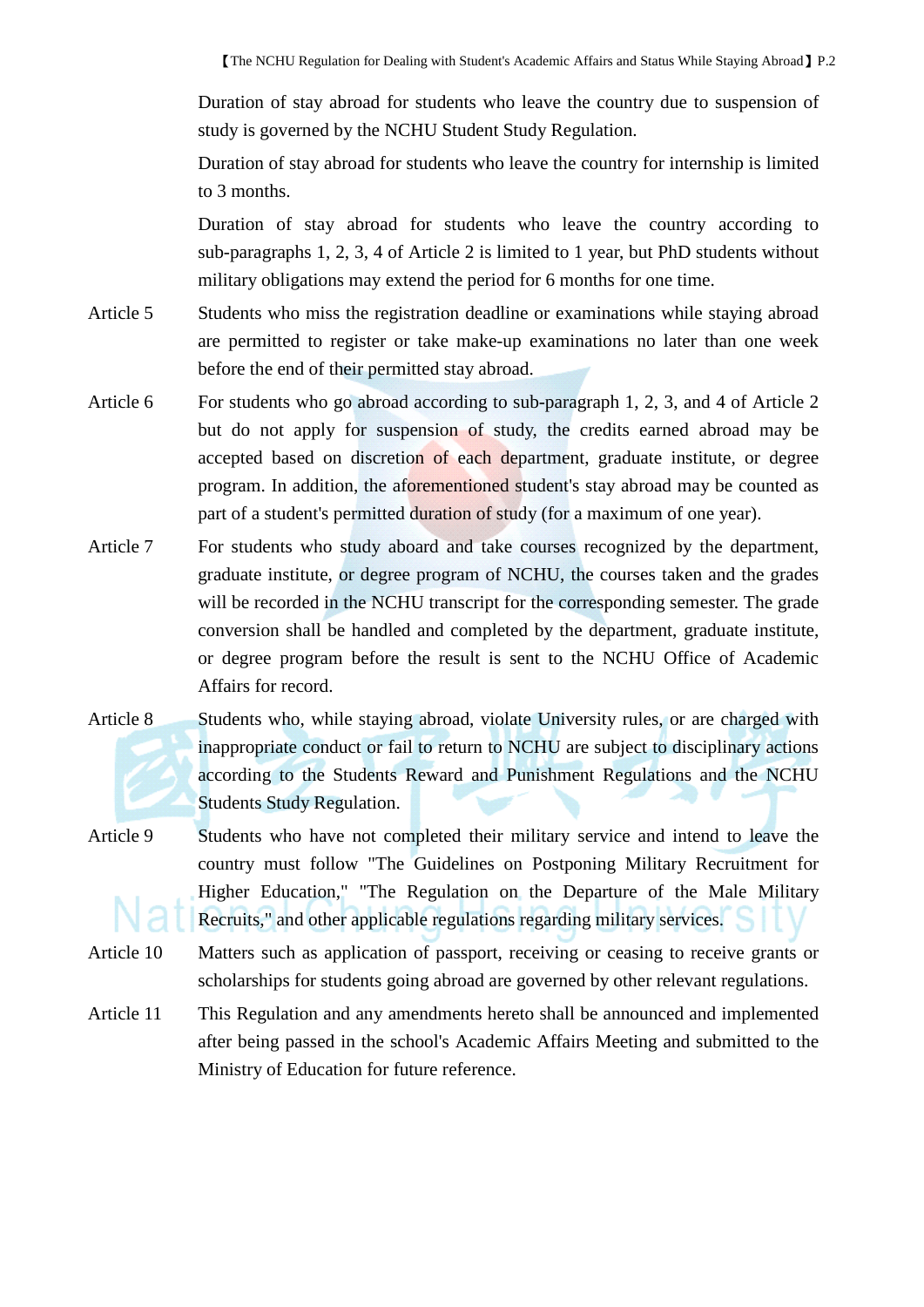Duration of stay abroad for students who leave the country due to suspension of study is governed by the NCHU Student Study Regulation.

Duration of stay abroad for students who leave the country for internship is limited to 3 months.

Duration of stay abroad for students who leave the country according to sub-paragraphs 1, 2, 3, 4 of Article 2 is limited to 1 year, but PhD students without military obligations may extend the period for 6 months for one time.

Article 5 Students who miss the registration deadline or examinations while staying abroad are permitted to register or take make-up examinations no later than one week before the end of their permitted stay abroad.

Article 6 For students who go abroad according to sub-paragraph 1, 2, 3, and 4 of Article 2 but do not apply for suspension of study, the credits earned abroad may be accepted based on discretion of each department, graduate institute, or degree program. In addition, the aforementioned student's stay abroad may be counted as part of a student's permitted duration of study (for a maximum of one year).

Article 7 For students who study aboard and take courses recognized by the department, graduate institute, or degree program of NCHU, the courses taken and the grades will be recorded in the NCHU transcript for the corresponding semester. The grade conversion shall be handled and completed by the department, graduate institute, or degree program before the result is sent to the NCHU Office of Academic Affairs for record.

Article 8 Students who, while staying abroad, violate University rules, or are charged with inappropriate conduct or fail to return to NCHU are subject to disciplinary actions according to the Students Reward and Punishment Regulations and the NCHU Students Study Regulation.

Article 9 Students who have not completed their military service and intend to leave the country must follow "The Guidelines on Postponing Military Recruitment for Higher Education," "The Regulation on the Departure of the Male Military Recruits," and other applicable regulations regarding military services.

Article 10 Matters such as application of passport, receiving or ceasing to receive grants or scholarships for students going abroad are governed by other relevant regulations.

Article 11 This Regulation and any amendments hereto shall be announced and implemented after being passed in the school's Academic Affairs Meeting and submitted to the Ministry of Education for future reference.